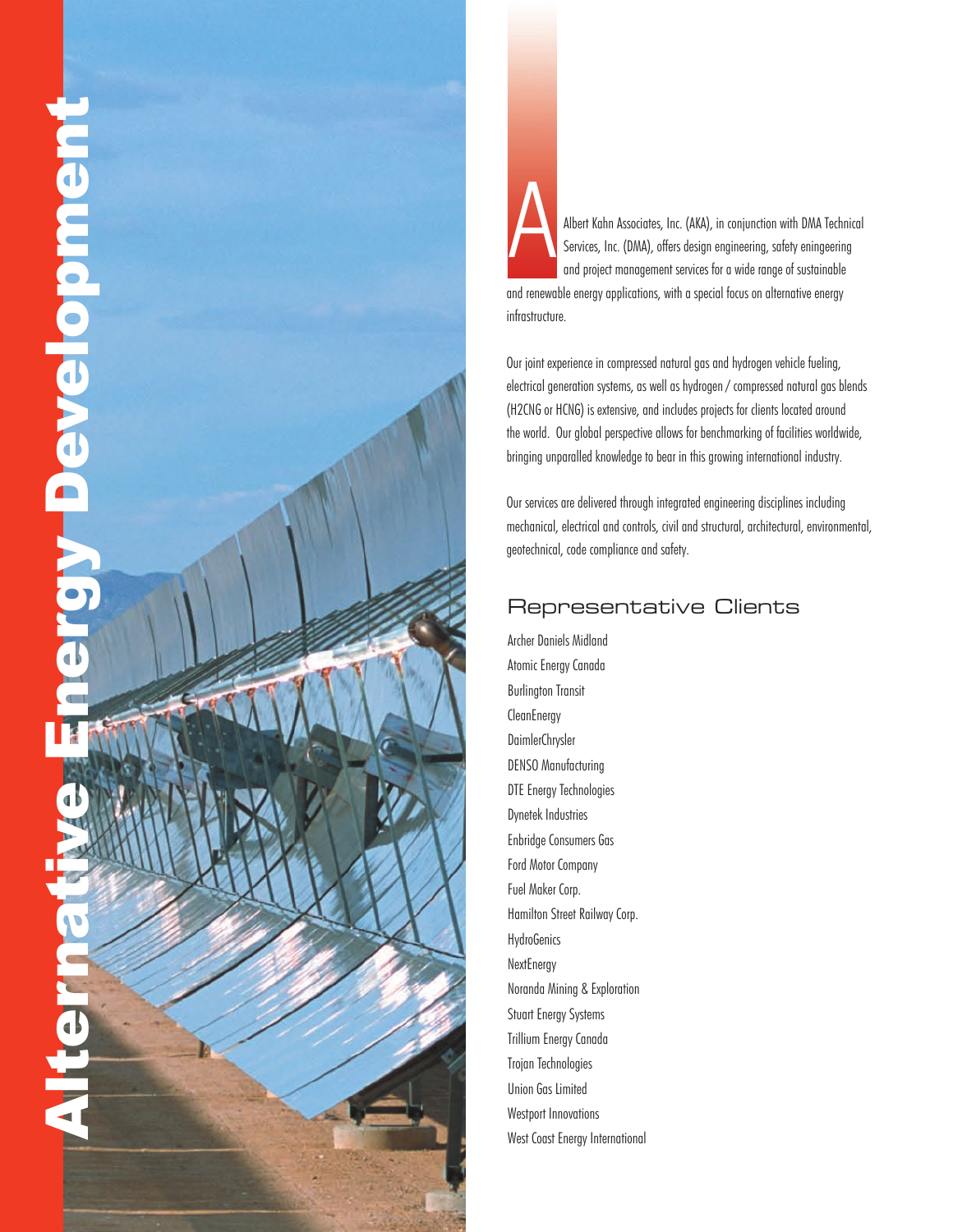# Alternative Energy Development

Albert Kahn Associates, Inc. (AKA), in conjunction with DMA Technical Services, Inc. (DMA), offers design engineering, safety eningeering and project management services for a wide range of sustainable and renewable energy applications, with a special focus on alternative energy infrastructure.

Our joint experience in compressed natural gas and hydrogen vehicle fueling, electrical generation systems, as well as hydrogen / compressed natural gas blends (H2CNG or HCNG) is extensive, and includes projects for clients located around the world. Our global perspective allows for benchmarking of facilities worldwide, bringing unparalled knowledge to bear in this growing international industry.

Our services are delivered through integrated engineering disciplines including mechanical, electrical and controls, civil and structural, architectural, environmental, geotechnical, code compliance and safety.

## Representative Clients

Archer Daniels Midland
Atomic Energy Canada
Burlington Transit
CleanEnergy
DaimlerChrysler
DENSO Manufacturing
DTE Energy Technologies
Dynetek Industries
Enbridge Consumers Gas
Ford Motor Company
Fuel Maker Corp.
Hamilton Street Railway Corp.
HydroGenics
NextEnergy
Noranda Mining & Exploration
Stuart Energy Systems
Trillium Energy Canada
Trojan Technologies
Union Gas Limited
Westport Innovations
West Coast Energy International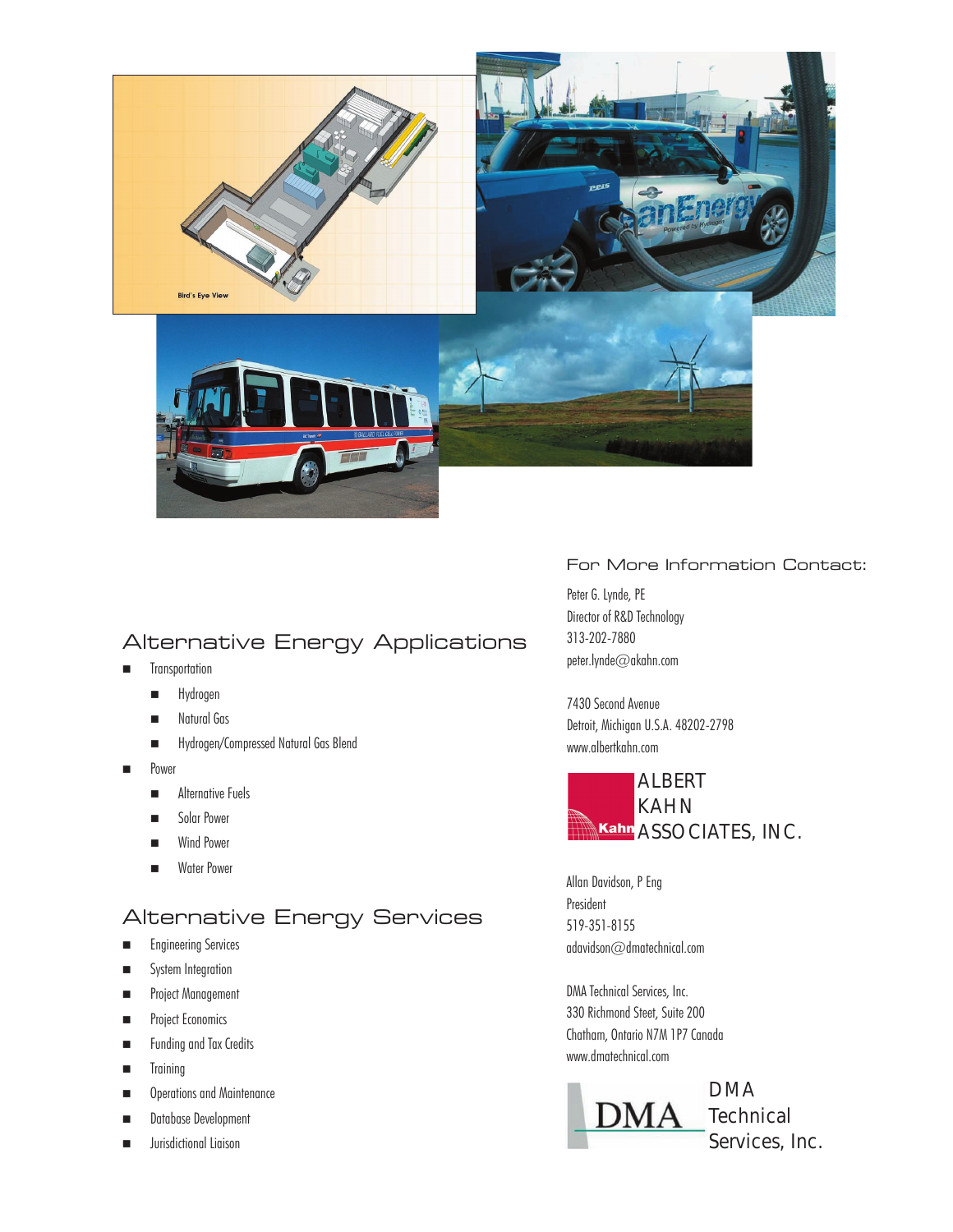## Alternative Energy Applications

- Transportation
  - Hydrogen
  - Natural Gas
  - Hydrogen/Compressed Natural Gas Blend
- Power
  - Alternative Fuels
  - Solar Power
  - Wind Power
  - Water Power

## Alternative Energy Services

- Engineering Services
- System Integration
- Project Management
- Project Economics
- Funding and Tax Credits
- Training
- Operations and Maintenance
- Database Development
- Jurisdictional Liaison

## For More Information Contact:

Peter G. Lynde, PE
Director of R&D Technology
313-202-7880
peter.lynde@akahn.com

7430 Second Avenue
Detroit, Michigan U.S.A. 48202-2798
www.albertkahn.com

ALBERT KAHN ASSOCIATES, INC.

Allan Davidson, P Eng
President
519-351-8155
adavidson@dmatechnical.com

DMA Technical Services, Inc.
330 Richmond Steet, Suite 200
Chatham, Ontario N7M 1P7 Canada
www.dmatechnical.com

DMA Technical Services, Inc.